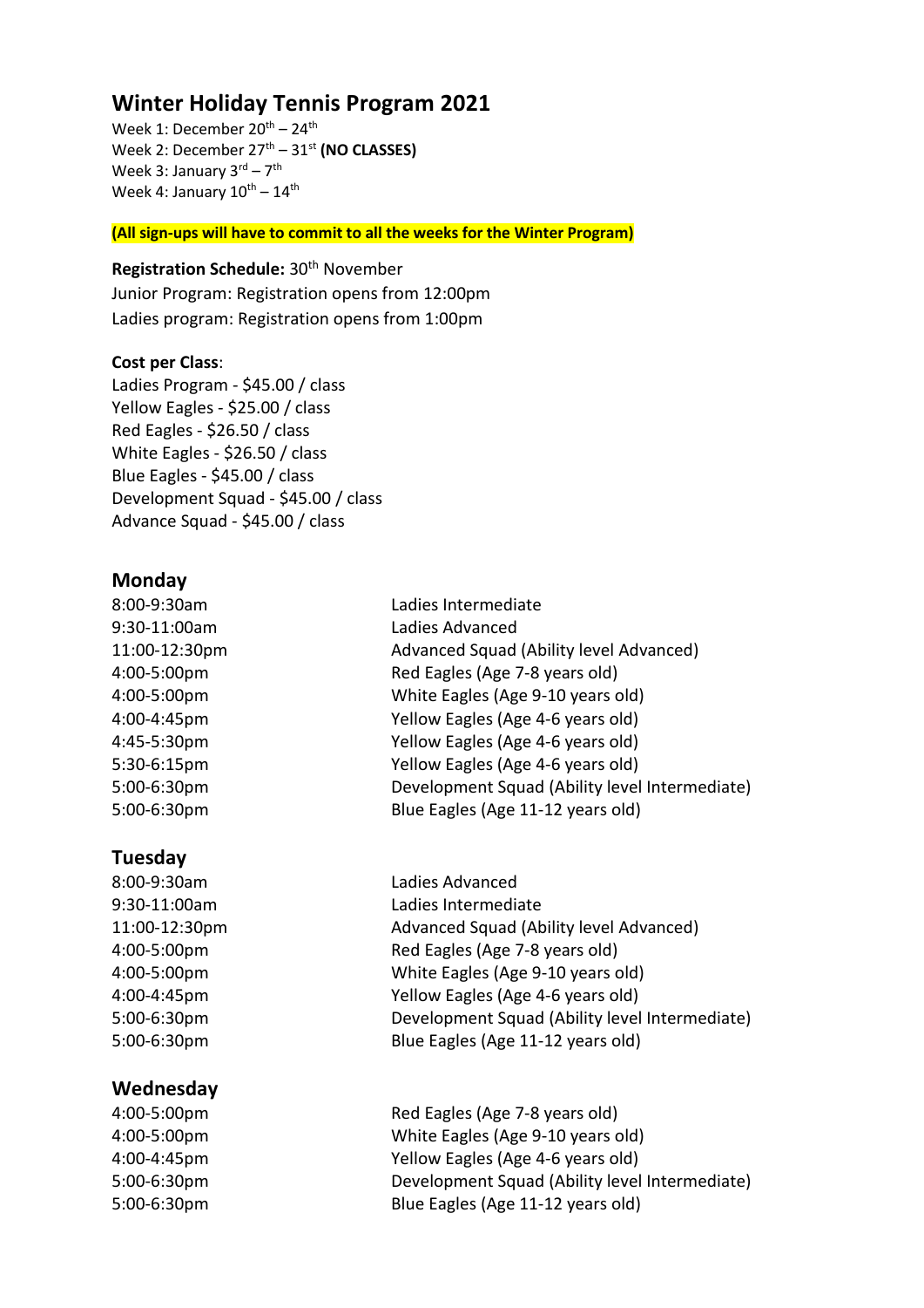# Winter Holiday Tennis Program 2021

Week 1: December 20th – 24th
Week 2: December 27th – 31st **(NO CLASSES)**
Week 3: January 3rd – 7th
Week 4: January 10th – 14th

**(All sign-ups will have to commit to all the weeks for the Winter Program)**

**Registration Schedule:** 30th November
Junior Program: Registration opens from 12:00pm
Ladies program: Registration opens from 1:00pm

**Cost per Class**:
Ladies Program - $45.00 / class
Yellow Eagles - $25.00 / class
Red Eagles - $26.50 / class
White Eagles - $26.50 / class
Blue Eagles - $45.00 / class
Development Squad - $45.00 / class
Advance Squad - $45.00 / class

## Monday

| | |
|---|---|
| 8:00-9:30am | Ladies Intermediate |
| 9:30-11:00am | Ladies Advanced |
| 11:00-12:30pm | Advanced Squad (Ability level Advanced) |
| 4:00-5:00pm | Red Eagles (Age 7-8 years old) |
| 4:00-5:00pm | White Eagles (Age 9-10 years old) |
| 4:00-4:45pm | Yellow Eagles (Age 4-6 years old) |
| 4:45-5:30pm | Yellow Eagles (Age 4-6 years old) |
| 5:30-6:15pm | Yellow Eagles (Age 4-6 years old) |
| 5:00-6:30pm | Development Squad (Ability level Intermediate) |
| 5:00-6:30pm | Blue Eagles (Age 11-12 years old) |

## Tuesday

| | |
|---|---|
| 8:00-9:30am | Ladies Advanced |
| 9:30-11:00am | Ladies Intermediate |
| 11:00-12:30pm | Advanced Squad (Ability level Advanced) |
| 4:00-5:00pm | Red Eagles (Age 7-8 years old) |
| 4:00-5:00pm | White Eagles (Age 9-10 years old) |
| 4:00-4:45pm | Yellow Eagles (Age 4-6 years old) |
| 5:00-6:30pm | Development Squad (Ability level Intermediate) |
| 5:00-6:30pm | Blue Eagles (Age 11-12 years old) |

## Wednesday

| | |
|---|---|
| 4:00-5:00pm | Red Eagles (Age 7-8 years old) |
| 4:00-5:00pm | White Eagles (Age 9-10 years old) |
| 4:00-4:45pm | Yellow Eagles (Age 4-6 years old) |
| 5:00-6:30pm | Development Squad (Ability level Intermediate) |
| 5:00-6:30pm | Blue Eagles (Age 11-12 years old) |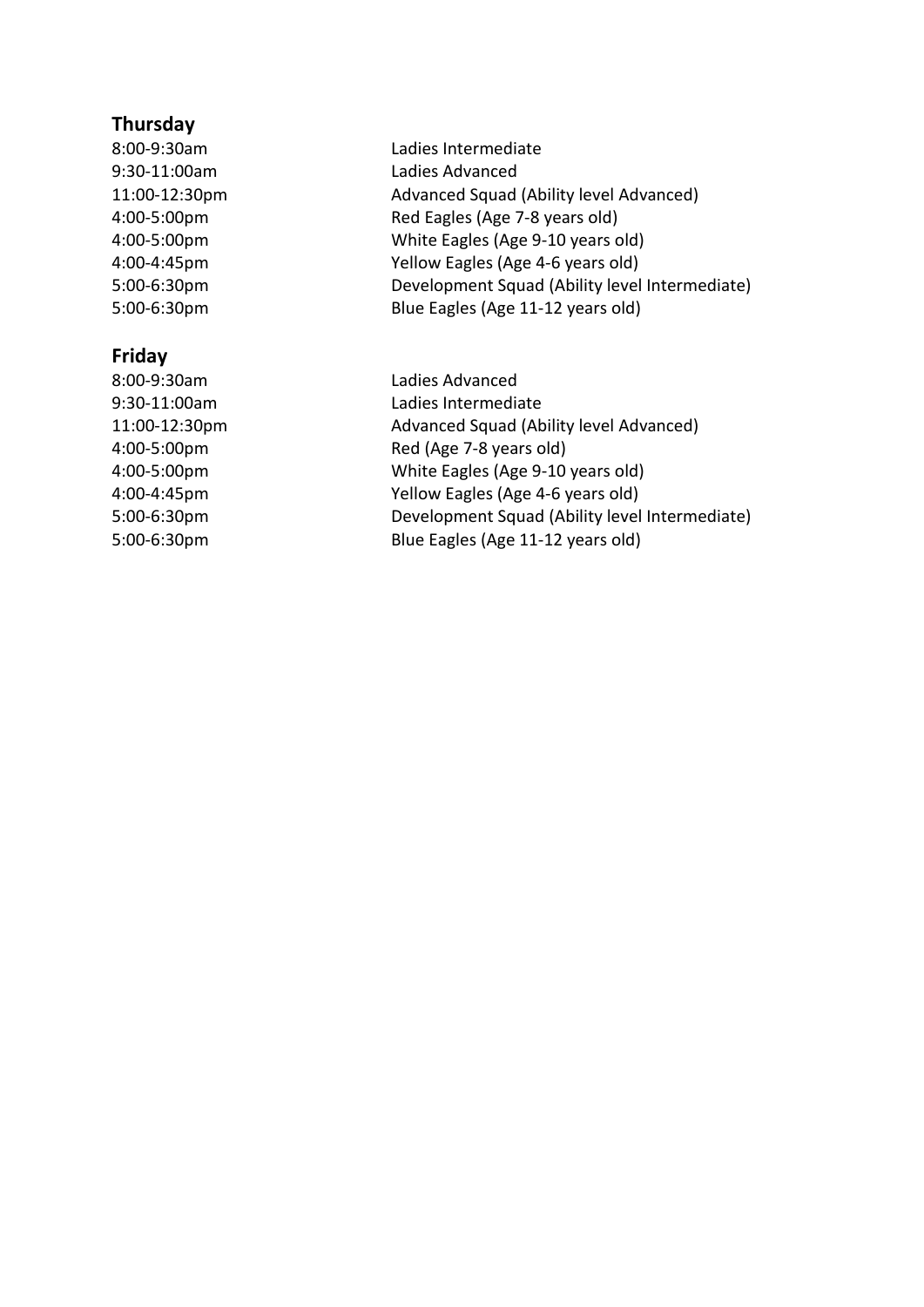## Thursday

| | |
|---|---|
| 8:00-9:30am | Ladies Intermediate |
| 9:30-11:00am | Ladies Advanced |
| 11:00-12:30pm | Advanced Squad (Ability level Advanced) |
| 4:00-5:00pm | Red Eagles (Age 7-8 years old) |
| 4:00-5:00pm | White Eagles (Age 9-10 years old) |
| 4:00-4:45pm | Yellow Eagles (Age 4-6 years old) |
| 5:00-6:30pm | Development Squad (Ability level Intermediate) |
| 5:00-6:30pm | Blue Eagles (Age 11-12 years old) |

## Friday

| | |
|---|---|
| 8:00-9:30am | Ladies Advanced |
| 9:30-11:00am | Ladies Intermediate |
| 11:00-12:30pm | Advanced Squad (Ability level Advanced) |
| 4:00-5:00pm | Red (Age 7-8 years old) |
| 4:00-5:00pm | White Eagles (Age 9-10 years old) |
| 4:00-4:45pm | Yellow Eagles (Age 4-6 years old) |
| 5:00-6:30pm | Development Squad (Ability level Intermediate) |
| 5:00-6:30pm | Blue Eagles (Age 11-12 years old) |